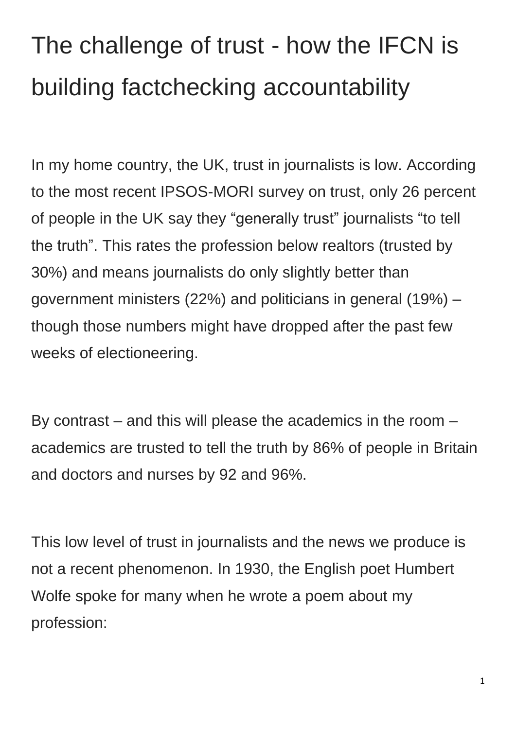# The challenge of trust - how the IFCN is building factchecking accountability

In my home country, the UK, trust in journalists is low. According to the most recent IPSOS-MORI survey on trust, only 26 percent of people in the UK say they "generally trust" journalists "to tell the truth". This rates the profession below realtors (trusted by 30%) and means journalists do only slightly better than government ministers (22%) and politicians in general (19%) – though those numbers might have dropped after the past few weeks of electioneering.

By contrast – and this will please the academics in the room – academics are trusted to tell the truth by 86% of people in Britain and doctors and nurses by 92 and 96%.

This low level of trust in journalists and the news we produce is not a recent phenomenon. In 1930, the English poet Humbert Wolfe spoke for many when he wrote a poem about my profession: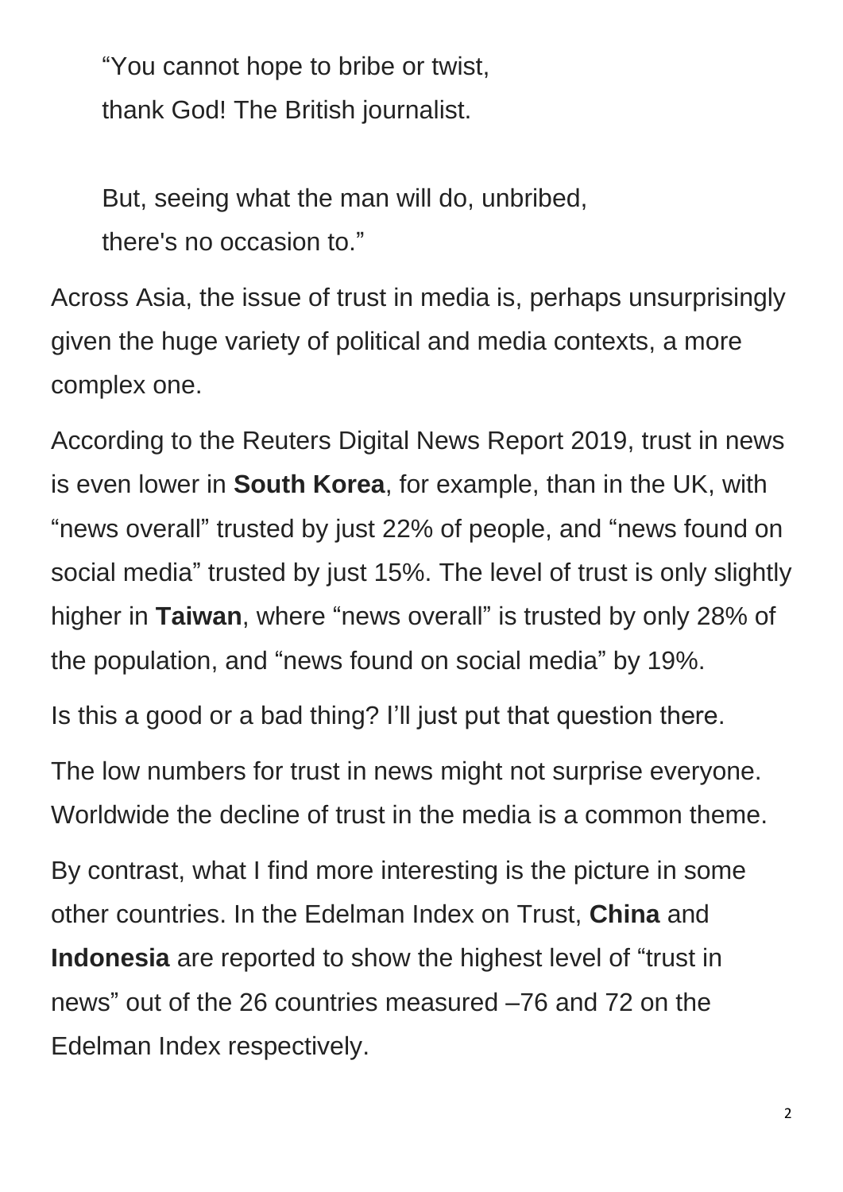> “You cannot hope to bribe or twist,
> thank God! The British journalist.
>
> But, seeing what the man will do, unbribed,
> there's no occasion to.”

Across Asia, the issue of trust in media is, perhaps unsurprisingly given the huge variety of political and media contexts, a more complex one.

According to the Reuters Digital News Report 2019, trust in news is even lower in **South Korea**, for example, than in the UK, with “news overall” trusted by just 22% of people, and “news found on social media” trusted by just 15%. The level of trust is only slightly higher in **Taiwan**, where “news overall” is trusted by only 28% of the population, and “news found on social media” by 19%.

Is this a good or a bad thing? I’ll just put that question there.

The low numbers for trust in news might not surprise everyone. Worldwide the decline of trust in the media is a common theme.

By contrast, what I find more interesting is the picture in some other countries. In the Edelman Index on Trust, **China** and **Indonesia** are reported to show the highest level of “trust in news” out of the 26 countries measured –76 and 72 on the Edelman Index respectively.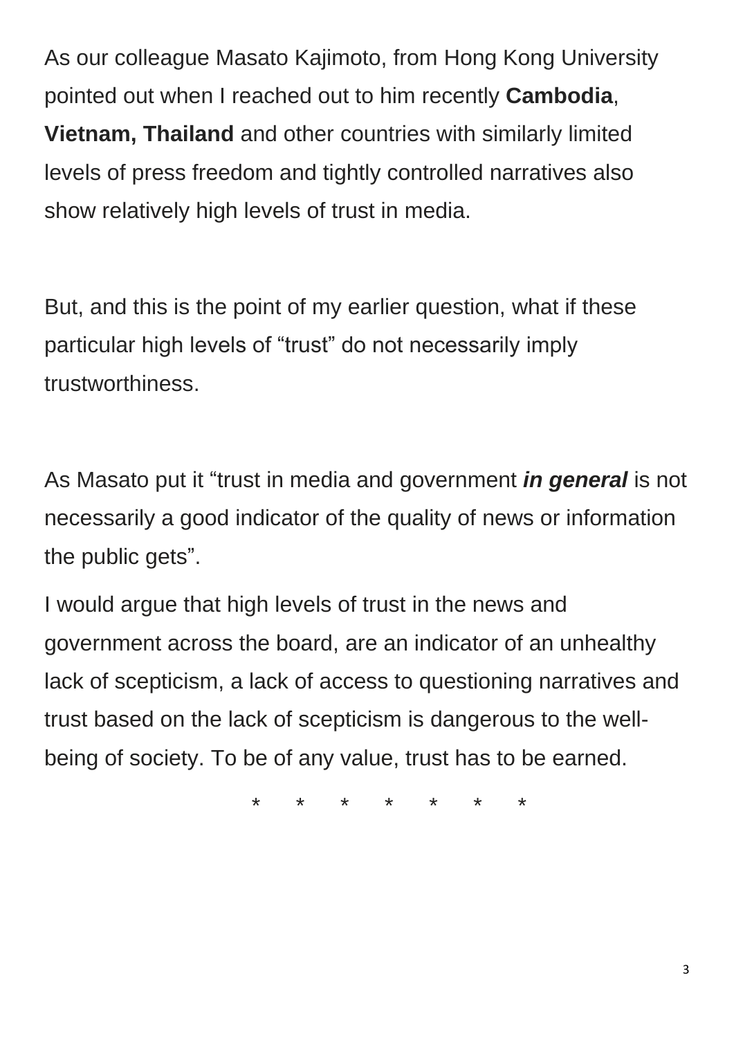As our colleague Masato Kajimoto, from Hong Kong University pointed out when I reached out to him recently **Cambodia**, **Vietnam, Thailand** and other countries with similarly limited levels of press freedom and tightly controlled narratives also show relatively high levels of trust in media.

But, and this is the point of my earlier question, what if these particular high levels of "trust" do not necessarily imply trustworthiness.

As Masato put it "trust in media and government ***in general*** is not necessarily a good indicator of the quality of news or information the public gets".

I would argue that high levels of trust in the news and government across the board, are an indicator of an unhealthy lack of scepticism, a lack of access to questioning narratives and trust based on the lack of scepticism is dangerous to the well-being of society. To be of any value, trust has to be earned.

\* \* \* \* \* \* \*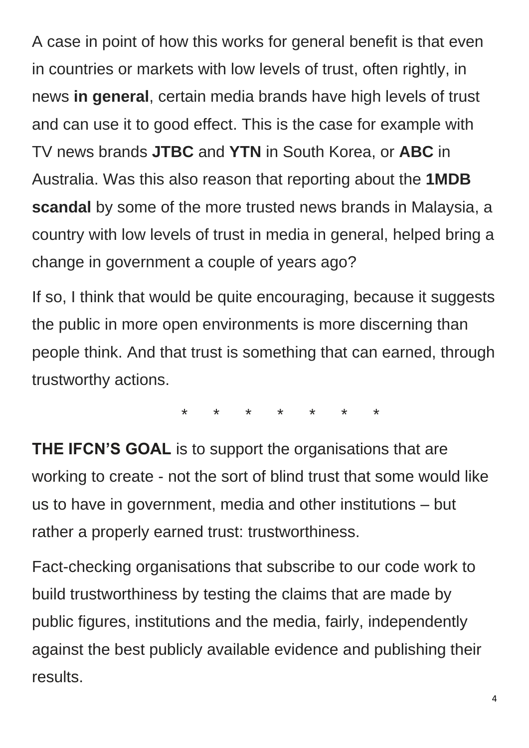A case in point of how this works for general benefit is that even in countries or markets with low levels of trust, often rightly, in news **in general**, certain media brands have high levels of trust and can use it to good effect. This is the case for example with TV news brands **JTBC** and **YTN** in South Korea, or **ABC** in Australia. Was this also reason that reporting about the **1MDB scandal** by some of the more trusted news brands in Malaysia, a country with low levels of trust in media in general, helped bring a change in government a couple of years ago?

If so, I think that would be quite encouraging, because it suggests the public in more open environments is more discerning than people think. And that trust is something that can earned, through trustworthy actions.

\* \* \* \* \* \* \*

**THE IFCN'S GOAL** is to support the organisations that are working to create - not the sort of blind trust that some would like us to have in government, media and other institutions – but rather a properly earned trust: trustworthiness.

Fact-checking organisations that subscribe to our code work to build trustworthiness by testing the claims that are made by public figures, institutions and the media, fairly, independently against the best publicly available evidence and publishing their results.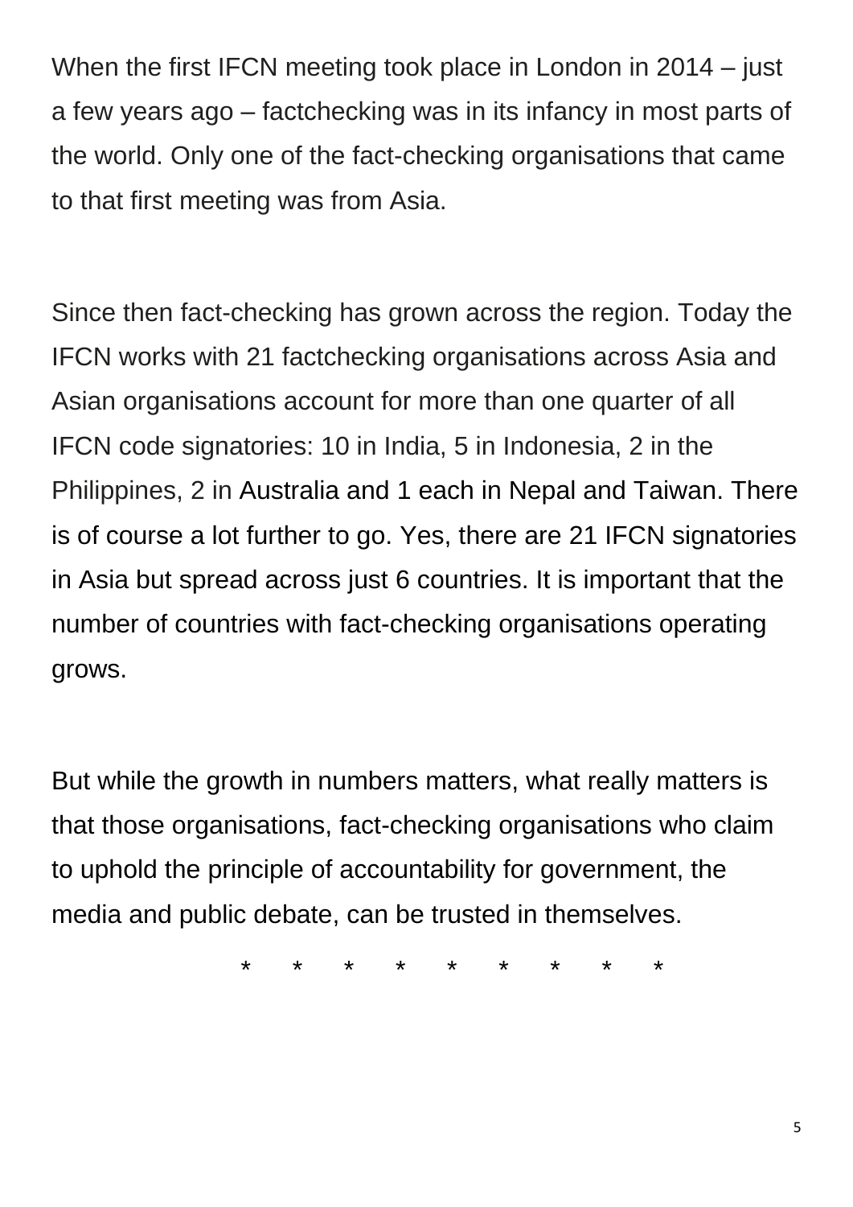When the first IFCN meeting took place in London in 2014 – just a few years ago – factchecking was in its infancy in most parts of the world. Only one of the fact-checking organisations that came to that first meeting was from Asia.

Since then fact-checking has grown across the region. Today the IFCN works with 21 factchecking organisations across Asia and Asian organisations account for more than one quarter of all IFCN code signatories: 10 in India, 5 in Indonesia, 2 in the Philippines, 2 in Australia and 1 each in Nepal and Taiwan. There is of course a lot further to go. Yes, there are 21 IFCN signatories in Asia but spread across just 6 countries. It is important that the number of countries with fact-checking organisations operating grows.

But while the growth in numbers matters, what really matters is that those organisations, fact-checking organisations who claim to uphold the principle of accountability for government, the media and public debate, can be trusted in themselves.

\* \* \* \* \* \* \* \* \*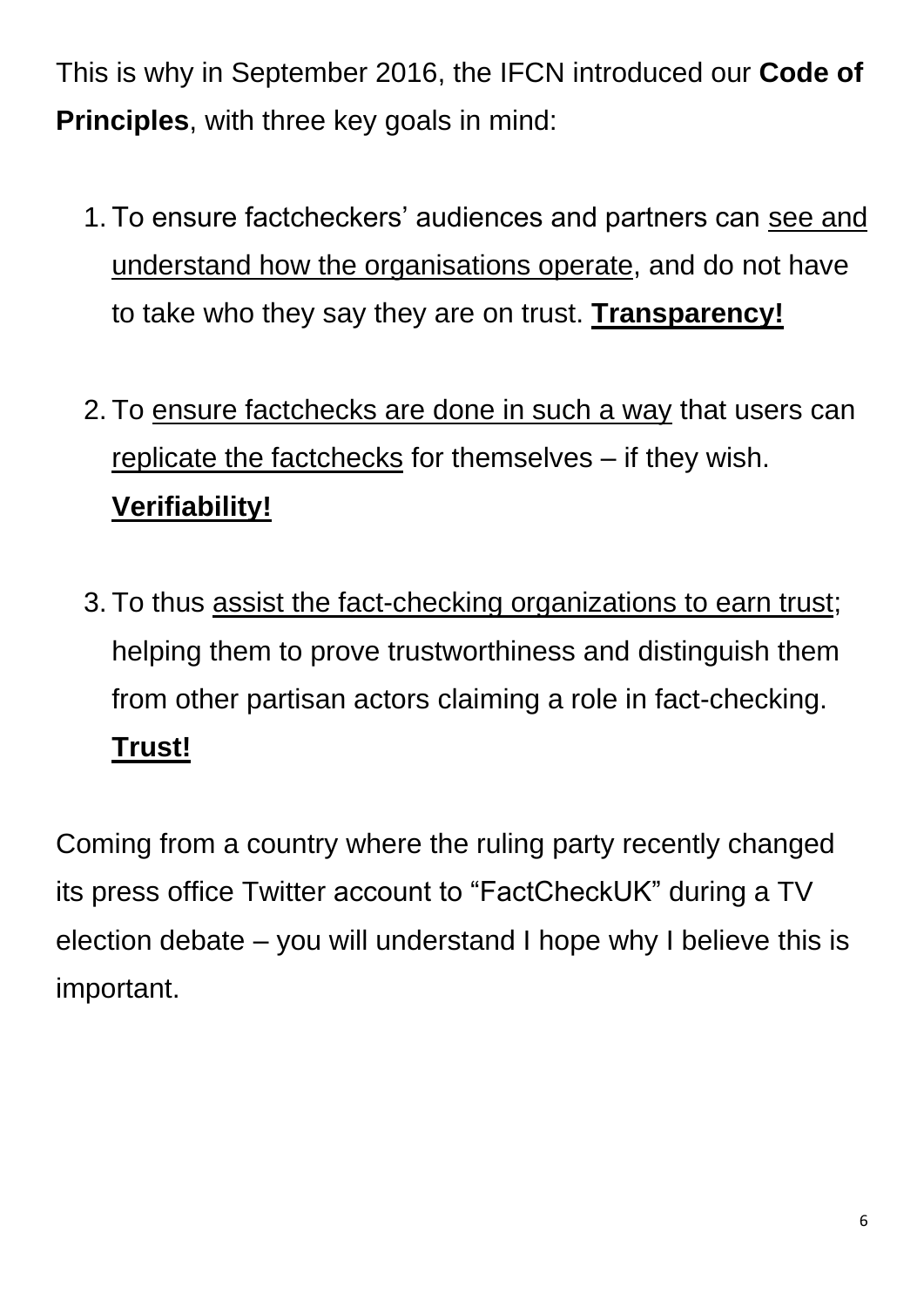This is why in September 2016, the IFCN introduced our **Code of Principles**, with three key goals in mind:

1. To ensure factcheckers' audiences and partners can <u>see and understand how the organisations operate</u>, and do not have to take who they say they are on trust. **<u>Transparency!</u>**

2. To <u>ensure factchecks are done in such a way</u> that users can <u>replicate the factchecks</u> for themselves – if they wish. **<u>Verifiability!</u>**

3. To thus <u>assist the fact-checking organizations to earn trust</u>; helping them to prove trustworthiness and distinguish them from other partisan actors claiming a role in fact-checking. **<u>Trust!</u>**

Coming from a country where the ruling party recently changed its press office Twitter account to "FactCheckUK" during a TV election debate – you will understand I hope why I believe this is important.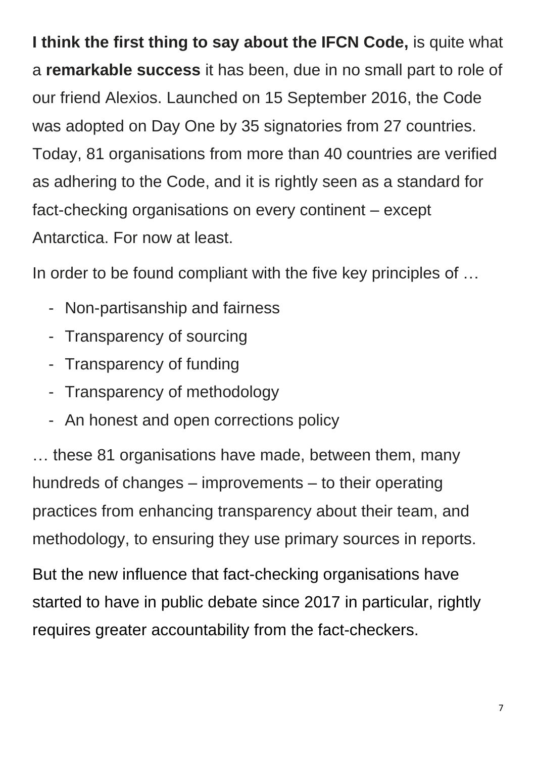**I think the first thing to say about the IFCN Code,** is quite what a **remarkable success** it has been, due in no small part to role of our friend Alexios. Launched on 15 September 2016, the Code was adopted on Day One by 35 signatories from 27 countries. Today, 81 organisations from more than 40 countries are verified as adhering to the Code, and it is rightly seen as a standard for fact-checking organisations on every continent – except Antarctica. For now at least.

In order to be found compliant with the five key principles of …

- Non-partisanship and fairness
- Transparency of sourcing
- Transparency of funding
- Transparency of methodology
- An honest and open corrections policy

… these 81 organisations have made, between them, many hundreds of changes – improvements – to their operating practices from enhancing transparency about their team, and methodology, to ensuring they use primary sources in reports.

But the new influence that fact-checking organisations have started to have in public debate since 2017 in particular, rightly requires greater accountability from the fact-checkers.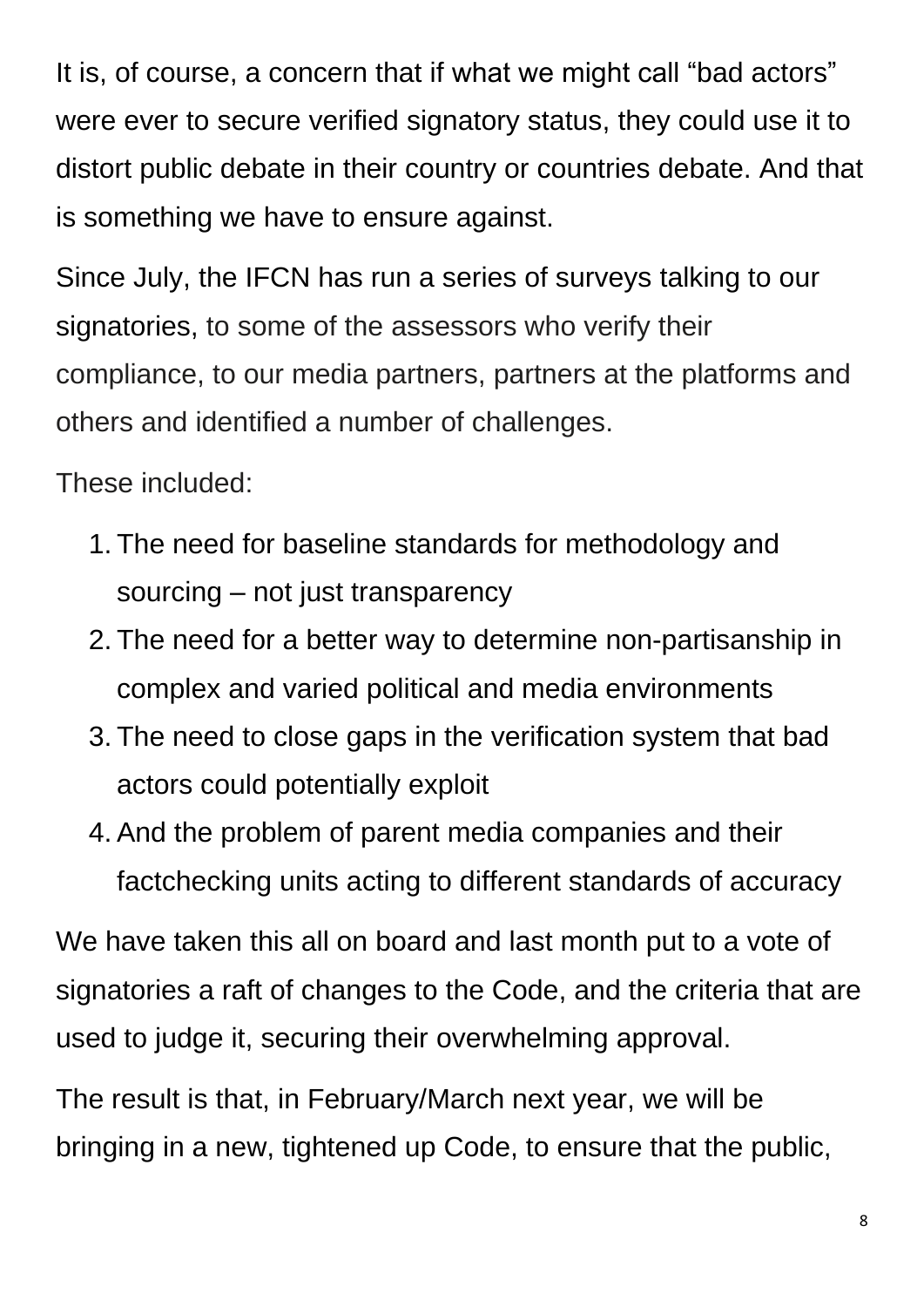It is, of course, a concern that if what we might call “bad actors” were ever to secure verified signatory status, they could use it to distort public debate in their country or countries debate. And that is something we have to ensure against.

Since July, the IFCN has run a series of surveys talking to our signatories, to some of the assessors who verify their compliance, to our media partners, partners at the platforms and others and identified a number of challenges.

These included:

1. The need for baseline standards for methodology and sourcing – not just transparency
2. The need for a better way to determine non-partisanship in complex and varied political and media environments
3. The need to close gaps in the verification system that bad actors could potentially exploit
4. And the problem of parent media companies and their factchecking units acting to different standards of accuracy

We have taken this all on board and last month put to a vote of signatories a raft of changes to the Code, and the criteria that are used to judge it, securing their overwhelming approval.

The result is that, in February/March next year, we will be bringing in a new, tightened up Code, to ensure that the public,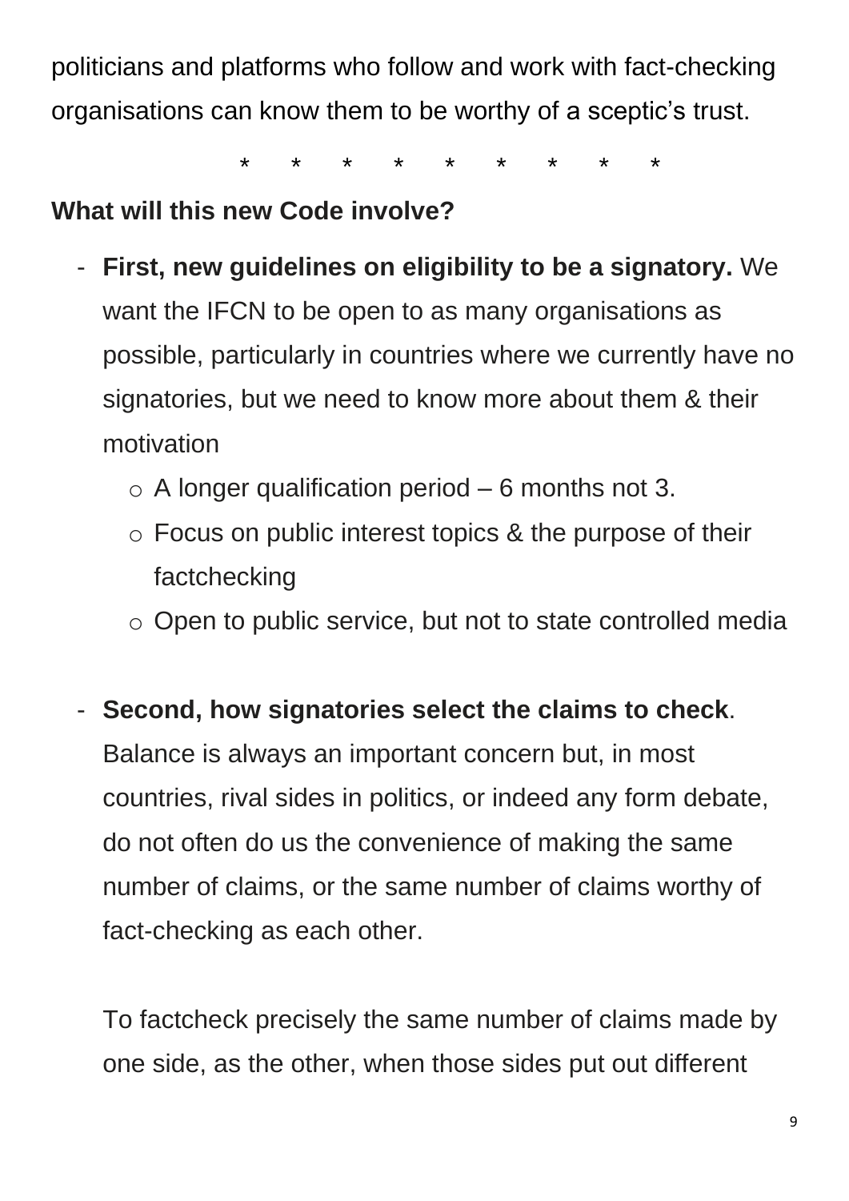politicians and platforms who follow and work with fact-checking organisations can know them to be worthy of a sceptic's trust.

\* \* \* \* \* \* \* \* \*

**What will this new Code involve?**

- **First, new guidelines on eligibility to be a signatory.** We want the IFCN to be open to as many organisations as possible, particularly in countries where we currently have no signatories, but we need to know more about them & their motivation
  - A longer qualification period – 6 months not 3.
  - Focus on public interest topics & the purpose of their factchecking
  - Open to public service, but not to state controlled media

- **Second, how signatories select the claims to check**. Balance is always an important concern but, in most countries, rival sides in politics, or indeed any form debate, do not often do us the convenience of making the same number of claims, or the same number of claims worthy of fact-checking as each other.

  To factcheck precisely the same number of claims made by one side, as the other, when those sides put out different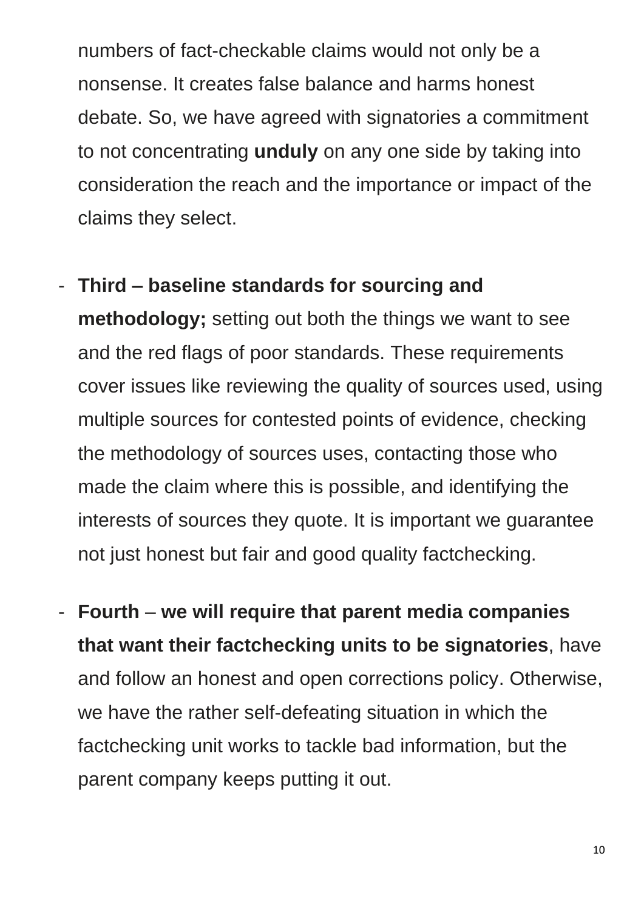numbers of fact-checkable claims would not only be a nonsense. It creates false balance and harms honest debate. So, we have agreed with signatories a commitment to not concentrating **unduly** on any one side by taking into consideration the reach and the importance or impact of the claims they select.

- **Third – baseline standards for sourcing and methodology;** setting out both the things we want to see and the red flags of poor standards. These requirements cover issues like reviewing the quality of sources used, using multiple sources for contested points of evidence, checking the methodology of sources uses, contacting those who made the claim where this is possible, and identifying the interests of sources they quote. It is important we guarantee not just honest but fair and good quality factchecking.

- **Fourth** – **we will require that parent media companies that want their factchecking units to be signatories**, have and follow an honest and open corrections policy. Otherwise, we have the rather self-defeating situation in which the factchecking unit works to tackle bad information, but the parent company keeps putting it out.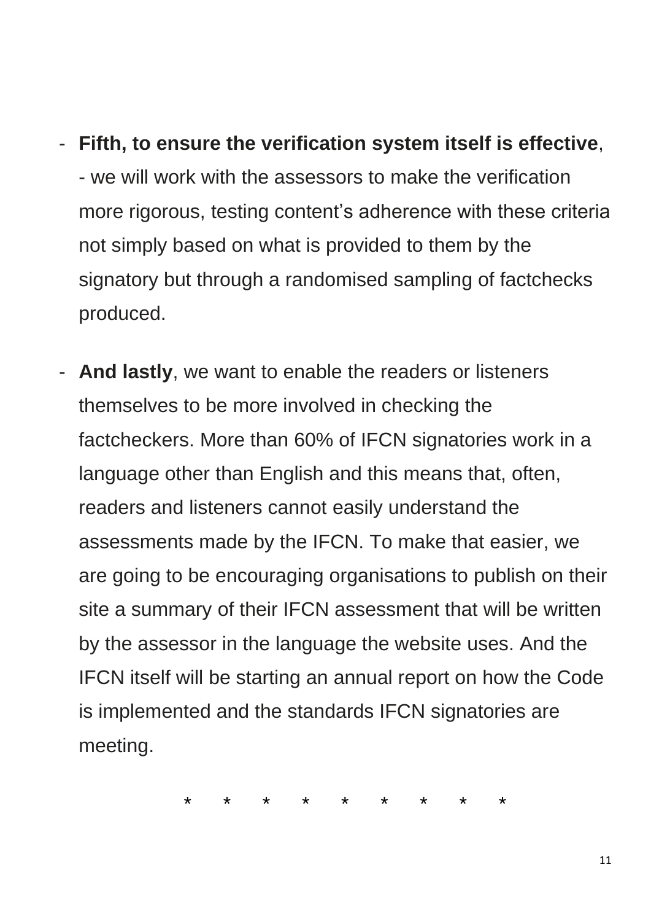- **Fifth, to ensure the verification system itself is effective**,
  - we will work with the assessors to make the verification more rigorous, testing content's adherence with these criteria not simply based on what is provided to them by the signatory but through a randomised sampling of factchecks produced.

- **And lastly**, we want to enable the readers or listeners themselves to be more involved in checking the factcheckers. More than 60% of IFCN signatories work in a language other than English and this means that, often, readers and listeners cannot easily understand the assessments made by the IFCN. To make that easier, we are going to be encouraging organisations to publish on their site a summary of their IFCN assessment that will be written by the assessor in the language the website uses. And the IFCN itself will be starting an annual report on how the Code is implemented and the standards IFCN signatories are meeting.

\* \* \* \* \* \* \* \* \*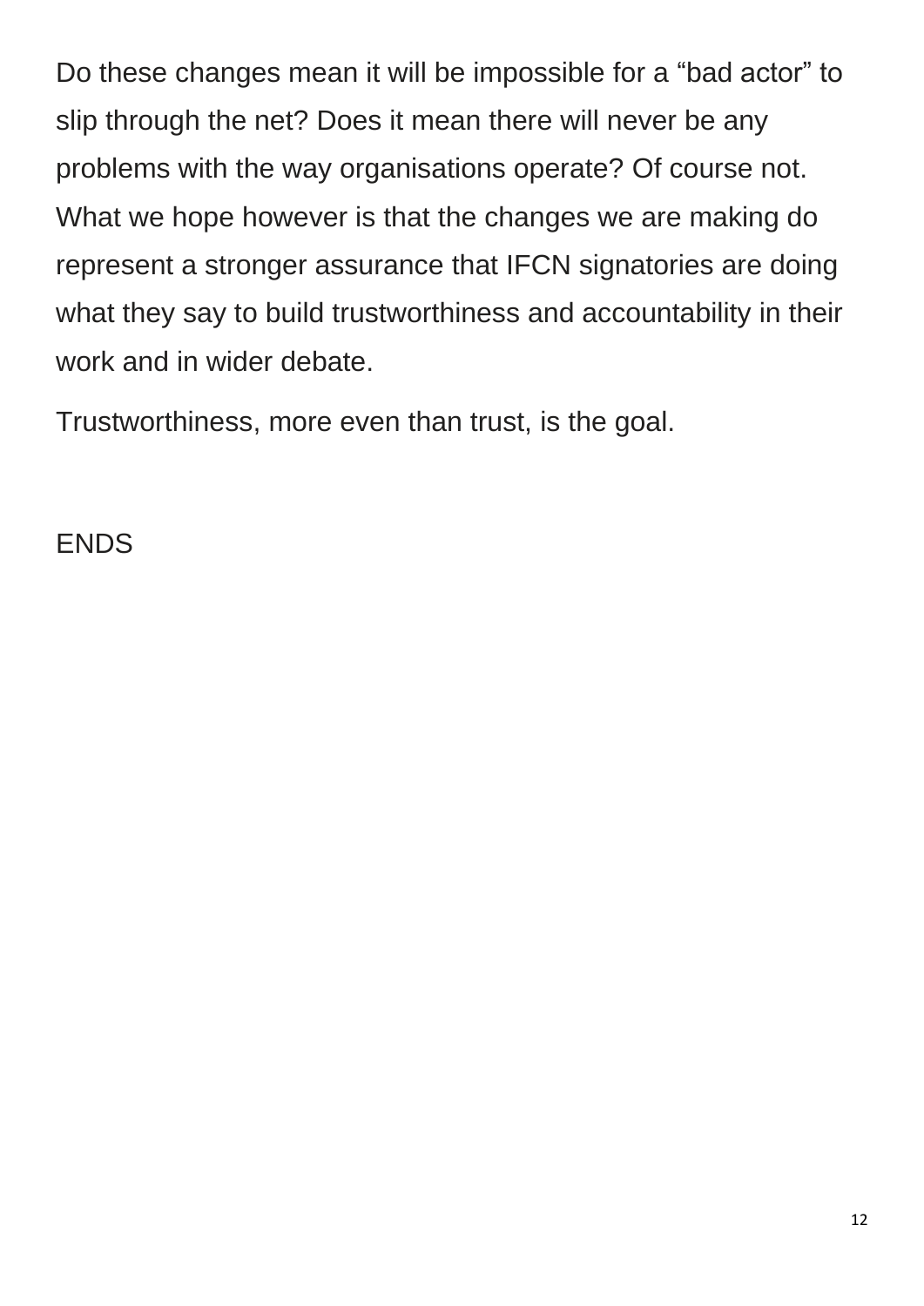Do these changes mean it will be impossible for a “bad actor” to slip through the net? Does it mean there will never be any problems with the way organisations operate? Of course not. What we hope however is that the changes we are making do represent a stronger assurance that IFCN signatories are doing what they say to build trustworthiness and accountability in their work and in wider debate.

Trustworthiness, more even than trust, is the goal.

ENDS